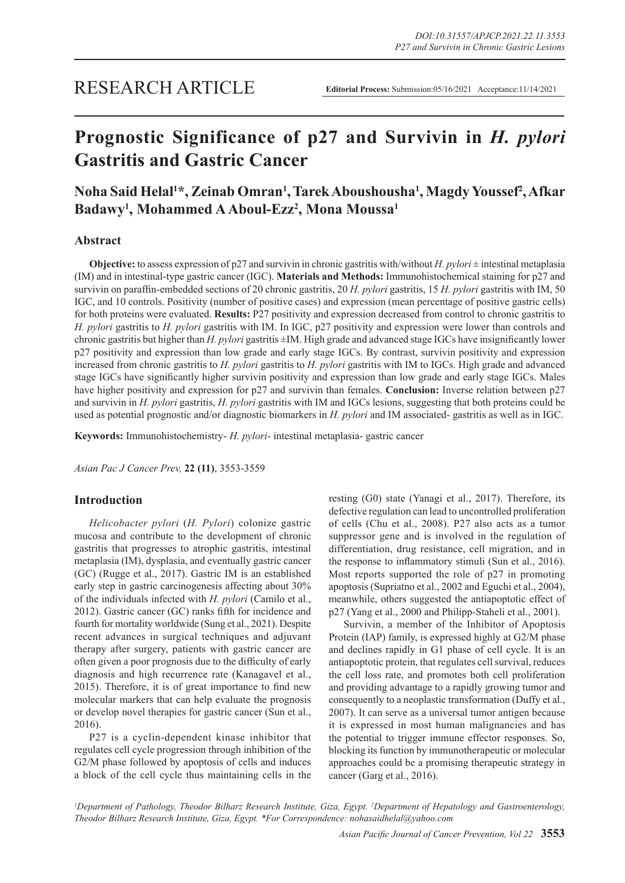RESEARCH ARTICLE

**Editorial Process:** Submission:05/16/2021 Acceptance:11/14/2021

# Prognostic Significance of p27 and Survivin in *H. pylori* Gastritis and Gastric Cancer

**Noha Said Helal[1]*, Zeinab Omran[1], Tarek Aboushousha[1], Magdy Youssef[2], Afkar Badawy[1], Mohammed A Aboul-Ezz[2], Mona Moussa[1]**

## Abstract

**Objective:** to assess expression of p27 and survivin in chronic gastritis with/without *H. pylori* ± intestinal metaplasia (IM) and in intestinal-type gastric cancer (IGC). **Materials and Methods:** Immunohistochemical staining for p27 and survivin on paraffin-embedded sections of 20 chronic gastritis, 20 *H. pylori* gastritis, 15 *H. pylori* gastritis with IM, 50 IGC, and 10 controls. Positivity (number of positive cases) and expression (mean percentage of positive gastric cells) for both proteins were evaluated. **Results:** P27 positivity and expression decreased from control to chronic gastritis to *H. pylori* gastritis to *H. pylori* gastritis with IM. In IGC, p27 positivity and expression were lower than controls and chronic gastritis but higher than *H. pylori* gastritis ±IM. High grade and advanced stage IGCs have insignificantly lower p27 positivity and expression than low grade and early stage IGCs. By contrast, survivin positivity and expression increased from chronic gastritis to *H. pylori* gastritis to *H. pylori* gastritis with IM to IGCs. High grade and advanced stage IGCs have significantly higher survivin positivity and expression than low grade and early stage IGCs. Males have higher positivity and expression for p27 and survivin than females. **Conclusion:** Inverse relation between p27 and survivin in *H. pylori* gastritis, *H. pylori* gastritis with IM and IGCs lesions, suggesting that both proteins could be used as potential prognostic and/or diagnostic biomarkers in *H. pylori* and IM associated- gastritis as well as in IGC.

**Keywords:** Immunohistochemistry- *H. pylori*- intestinal metaplasia- gastric cancer

*Asian Pac J Cancer Prev,* **22 (11)**, 3553-3559

## Introduction

*Helicobacter pylori* (*H. Pylori*) colonize gastric mucosa and contribute to the development of chronic gastritis that progresses to atrophic gastritis, intestinal metaplasia (IM), dysplasia, and eventually gastric cancer (GC) (Rugge et al., 2017). Gastric IM is an established early step in gastric carcinogenesis affecting about 30% of the individuals infected with *H. pylori* (Camilo et al., 2012). Gastric cancer (GC) ranks fifth for incidence and fourth for mortality worldwide (Sung et al., 2021). Despite recent advances in surgical techniques and adjuvant therapy after surgery, patients with gastric cancer are often given a poor prognosis due to the difficulty of early diagnosis and high recurrence rate (Kanagavel et al., 2015). Therefore, it is of great importance to find new molecular markers that can help evaluate the prognosis or develop novel therapies for gastric cancer (Sun et al., 2016).

P27 is a cyclin-dependent kinase inhibitor that regulates cell cycle progression through inhibition of the G2/M phase followed by apoptosis of cells and induces a block of the cell cycle thus maintaining cells in the resting (G0) state (Yanagi et al., 2017). Therefore, its defective regulation can lead to uncontrolled proliferation of cells (Chu et al., 2008). P27 also acts as a tumor suppressor gene and is involved in the regulation of differentiation, drug resistance, cell migration, and in the response to inflammatory stimuli (Sun et al., 2016). Most reports supported the role of p27 in promoting apoptosis (Supriatno et al., 2002 and Eguchi et al., 2004), meanwhile, others suggested the antiapoptotic effect of p27 (Yang et al., 2000 and Philipp-Staheli et al., 2001).

Survivin, a member of the Inhibitor of Apoptosis Protein (IAP) family, is expressed highly at G2/M phase and declines rapidly in G1 phase of cell cycle. It is an antiapoptotic protein, that regulates cell survival, reduces the cell loss rate, and promotes both cell proliferation and providing advantage to a rapidly growing tumor and consequently to a neoplastic transformation (Duffy et al., 2007). It can serve as a universal tumor antigen because it is expressed in most human malignancies and has the potential to trigger immune effector responses. So, blocking its function by immunotherapeutic or molecular approaches could be a promising therapeutic strategy in cancer (Garg et al., 2016).

[1]Department of Pathology, Theodor Bilharz Research Institute, Giza, Egypt. [2]Department of Hepatology and Gastroenterology, Theodor Bilharz Research Institute, Giza, Egypt. *For Correspondence: nohasaidhelal@yahoo.com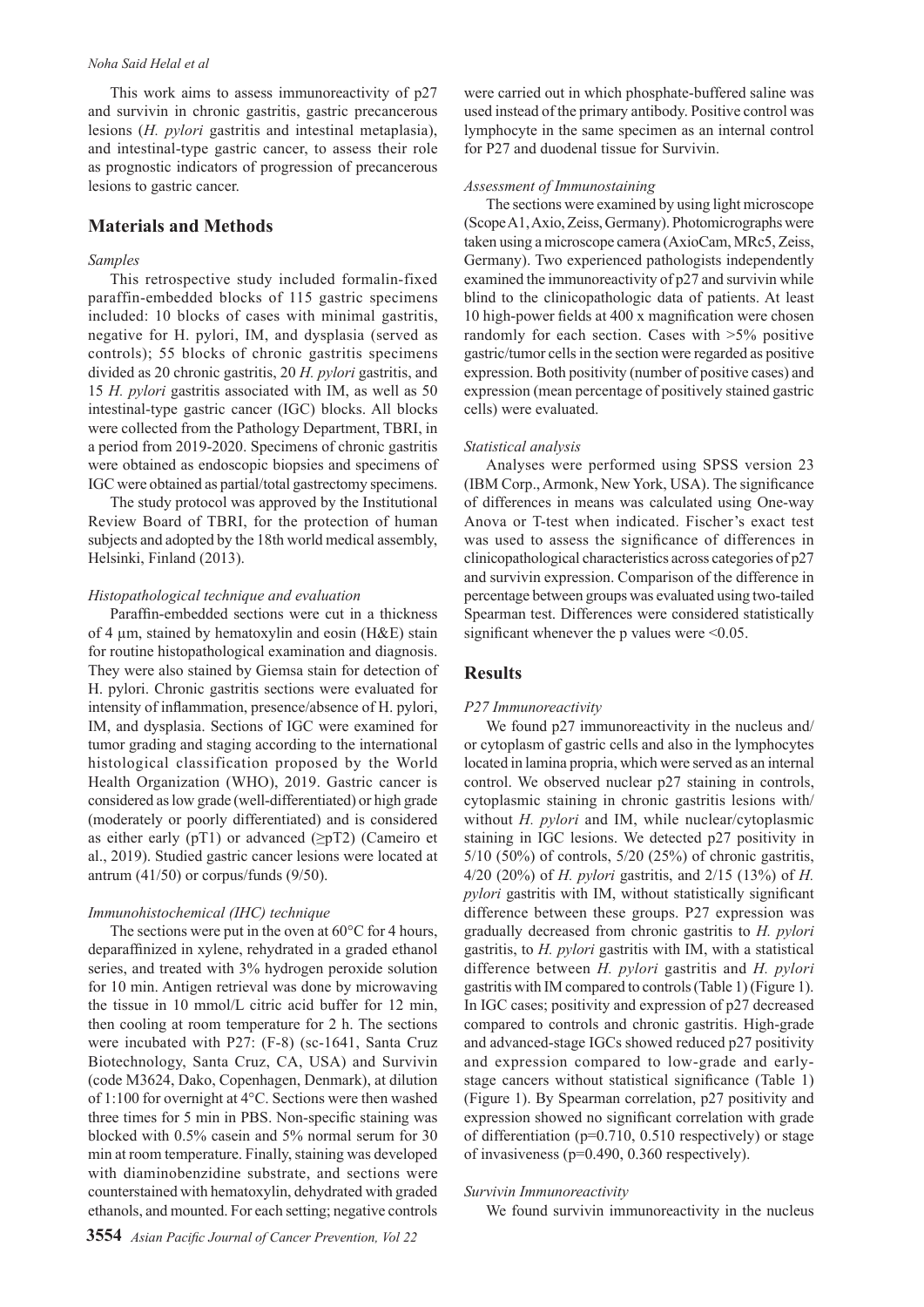This work aims to assess immunoreactivity of p27 and survivin in chronic gastritis, gastric precancerous lesions (*H. pylori* gastritis and intestinal metaplasia), and intestinal-type gastric cancer, to assess their role as prognostic indicators of progression of precancerous lesions to gastric cancer.

## Materials and Methods

### *Samples*

This retrospective study included formalin-fixed paraffin-embedded blocks of 115 gastric specimens included: 10 blocks of cases with minimal gastritis, negative for H. pylori, IM, and dysplasia (served as controls); 55 blocks of chronic gastritis specimens divided as 20 chronic gastritis, 20 *H. pylori* gastritis, and 15 *H. pylori* gastritis associated with IM, as well as 50 intestinal-type gastric cancer (IGC) blocks. All blocks were collected from the Pathology Department, TBRI, in a period from 2019-2020. Specimens of chronic gastritis were obtained as endoscopic biopsies and specimens of IGC were obtained as partial/total gastrectomy specimens.

The study protocol was approved by the Institutional Review Board of TBRI, for the protection of human subjects and adopted by the 18th world medical assembly, Helsinki, Finland (2013).

### *Histopathological technique and evaluation*

Paraffin-embedded sections were cut in a thickness of 4 µm, stained by hematoxylin and eosin (H&E) stain for routine histopathological examination and diagnosis. They were also stained by Giemsa stain for detection of H. pylori. Chronic gastritis sections were evaluated for intensity of inflammation, presence/absence of H. pylori, IM, and dysplasia. Sections of IGC were examined for tumor grading and staging according to the international histological classification proposed by the World Health Organization (WHO), 2019. Gastric cancer is considered as low grade (well-differentiated) or high grade (moderately or poorly differentiated) and is considered as either early (pT1) or advanced (≥pT2) (Cameiro et al., 2019). Studied gastric cancer lesions were located at antrum (41/50) or corpus/funds (9/50).

### *Immunohistochemical (IHC) technique*

The sections were put in the oven at 60°C for 4 hours, deparaffinized in xylene, rehydrated in a graded ethanol series, and treated with 3% hydrogen peroxide solution for 10 min. Antigen retrieval was done by microwaving the tissue in 10 mmol/L citric acid buffer for 12 min, then cooling at room temperature for 2 h. The sections were incubated with P27: (F-8) (sc-1641, Santa Cruz Biotechnology, Santa Cruz, CA, USA) and Survivin (code M3624, Dako, Copenhagen, Denmark), at dilution of 1:100 for overnight at 4°C. Sections were then washed three times for 5 min in PBS. Non-specific staining was blocked with 0.5% casein and 5% normal serum for 30 min at room temperature. Finally, staining was developed with diaminobenzidine substrate, and sections were counterstained with hematoxylin, dehydrated with graded ethanols, and mounted. For each setting; negative controls were carried out in which phosphate-buffered saline was used instead of the primary antibody. Positive control was lymphocyte in the same specimen as an internal control for P27 and duodenal tissue for Survivin.

### *Assessment of Immunostaining*

The sections were examined by using light microscope (Scope A1, Axio, Zeiss, Germany). Photomicrographs were taken using a microscope camera (AxioCam, MRc5, Zeiss, Germany). Two experienced pathologists independently examined the immunoreactivity of p27 and survivin while blind to the clinicopathologic data of patients. At least 10 high-power fields at 400 x magnification were chosen randomly for each section. Cases with >5% positive gastric/tumor cells in the section were regarded as positive expression. Both positivity (number of positive cases) and expression (mean percentage of positively stained gastric cells) were evaluated.

### *Statistical analysis*

Analyses were performed using SPSS version 23 (IBM Corp., Armonk, New York, USA). The significance of differences in means was calculated using One-way Anova or T-test when indicated. Fischer's exact test was used to assess the significance of differences in clinicopathological characteristics across categories of p27 and survivin expression. Comparison of the difference in percentage between groups was evaluated using two-tailed Spearman test. Differences were considered statistically significant whenever the p values were $<0.05$.

## Results

### *P27 Immunoreactivity*

We found p27 immunoreactivity in the nucleus and/or cytoplasm of gastric cells and also in the lymphocytes located in lamina propria, which were served as an internal control. We observed nuclear p27 staining in controls, cytoplasmic staining in chronic gastritis lesions with/without *H. pylori* and IM, while nuclear/cytoplasmic staining in IGC lesions. We detected p27 positivity in 5/10 (50%) of controls, 5/20 (25%) of chronic gastritis, 4/20 (20%) of *H. pylori* gastritis, and 2/15 (13%) of *H. pylori* gastritis with IM, without statistically significant difference between these groups. P27 expression was gradually decreased from chronic gastritis to *H. pylori* gastritis, to *H. pylori* gastritis with IM, with a statistical difference between *H. pylori* gastritis and *H. pylori* gastritis with IM compared to controls (Table 1) (Figure 1). In IGC cases; positivity and expression of p27 decreased compared to controls and chronic gastritis. High-grade and advanced-stage IGCs showed reduced p27 positivity and expression compared to low-grade and early-stage cancers without statistical significance (Table 1) (Figure 1). By Spearman correlation, p27 positivity and expression showed no significant correlation with grade of differentiation ($p=0.710$, $0.510$ respectively) or stage of invasiveness ($p=0.490$, $0.360$ respectively).

### *Survivin Immunoreactivity*

We found survivin immunoreactivity in the nucleus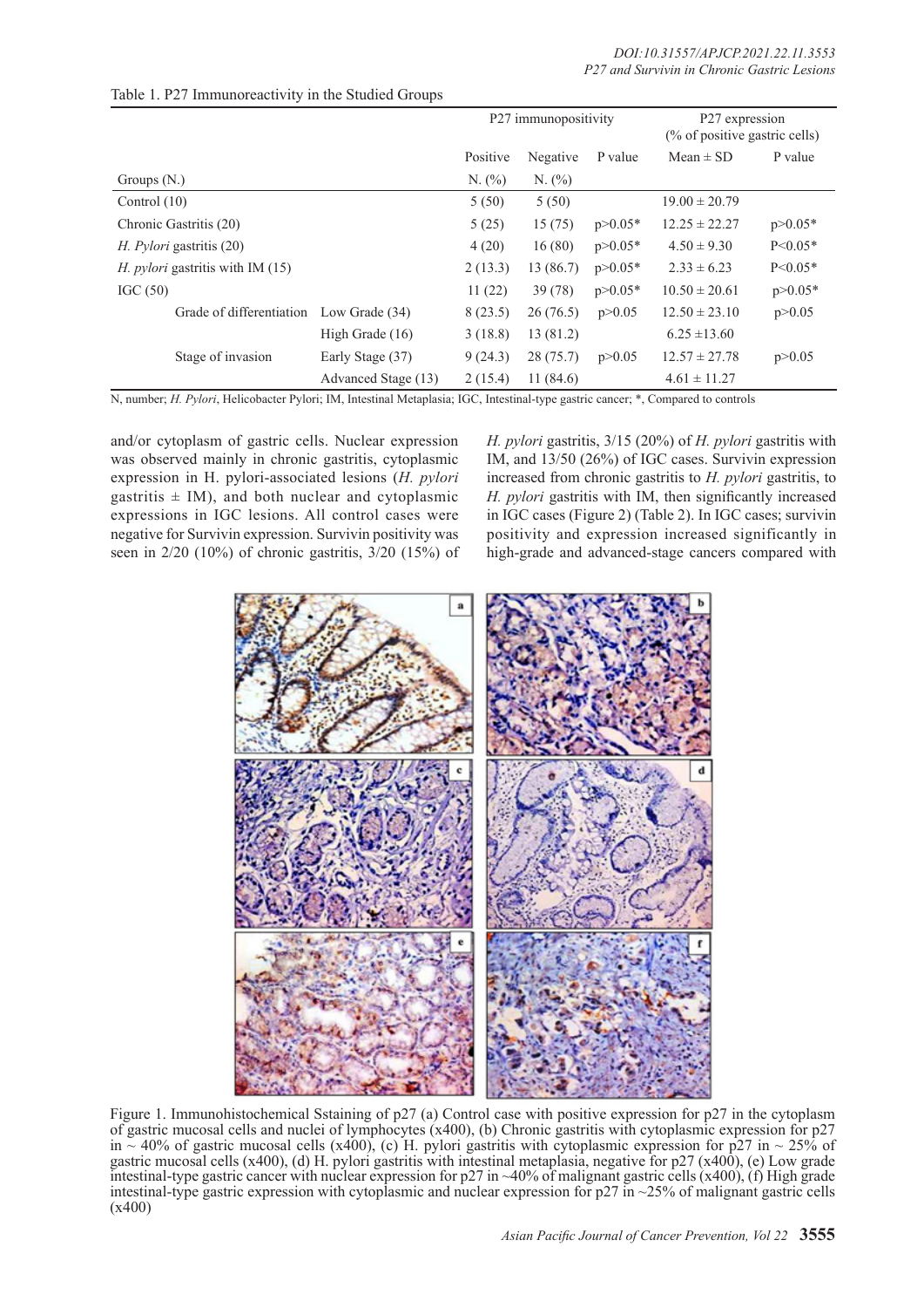Table 1. P27 Immunoreactivity in the Studied Groups

| | | P27 immunopositivity | | | P27 expression (% of positive gastric cells) | |
|---|---|---|---|---|---|---|
| | | Positive | Negative | P value | Mean ± SD | P value |
| Groups (N.) | | N. (%) | N. (%) | | | |
| Control (10) | | 5 (50) | 5 (50) | | 19.00 ± 20.79 | |
| Chronic Gastritis (20) | | 5 (25) | 15 (75) | p>0.05* | 12.25 ± 22.27 | p>0.05* |
| *H. Pylori* gastritis (20) | | 4 (20) | 16 (80) | p>0.05* | 4.50 ± 9.30 | P<0.05* |
| *H. pylori* gastritis with IM (15) | | 2 (13.3) | 13 (86.7) | p>0.05* | 2.33 ± 6.23 | P<0.05* |
| IGC (50) | | 11 (22) | 39 (78) | p>0.05* | 10.50 ± 20.61 | p>0.05* |
| Grade of differentiation | Low Grade (34) | 8 (23.5) | 26 (76.5) | p>0.05 | 12.50 ± 23.10 | p>0.05 |
| | High Grade (16) | 3 (18.8) | 13 (81.2) | | 6.25 ±13.60 | |
| Stage of invasion | Early Stage (37) | 9 (24.3) | 28 (75.7) | p>0.05 | 12.57 ± 27.78 | p>0.05 |
| | Advanced Stage (13) | 2 (15.4) | 11 (84.6) | | 4.61 ± 11.27 | |

N, number; *H. Pylori*, Helicobacter Pylori; IM, Intestinal Metaplasia; IGC, Intestinal-type gastric cancer; *, Compared to controls

and/or cytoplasm of gastric cells. Nuclear expression was observed mainly in chronic gastritis, cytoplasmic expression in H. pylori-associated lesions (*H. pylori* gastritis ± IM), and both nuclear and cytoplasmic expressions in IGC lesions. All control cases were negative for Survivin expression. Survivin positivity was seen in 2/20 (10%) of chronic gastritis, 3/20 (15%) of *H. pylori* gastritis, 3/15 (20%) of *H. pylori* gastritis with IM, and 13/50 (26%) of IGC cases. Survivin expression increased from chronic gastritis to *H. pylori* gastritis, to *H. pylori* gastritis with IM, then significantly increased in IGC cases (Figure 2) (Table 2). In IGC cases; survivin positivity and expression increased significantly in high-grade and advanced-stage cancers compared with

Figure 1. Immunohistochemical Sstaining of p27 (a) Control case with positive expression for p27 in the cytoplasm of gastric mucosal cells and nuclei of lymphocytes (x400), (b) Chronic gastritis with cytoplasmic expression for p27 in ~ 40% of gastric mucosal cells (x400), (c) H. pylori gastritis with cytoplasmic expression for p27 in ~ 25% of gastric mucosal cells (x400), (d) H. pylori gastritis with intestinal metaplasia, negative for p27 (x400), (e) Low grade intestinal-type gastric cancer with nuclear expression for p27 in ~40% of malignant gastric cells (x400), (f) High grade intestinal-type gastric expression with cytoplasmic and nuclear expression for p27 in ~25% of malignant gastric cells (x400)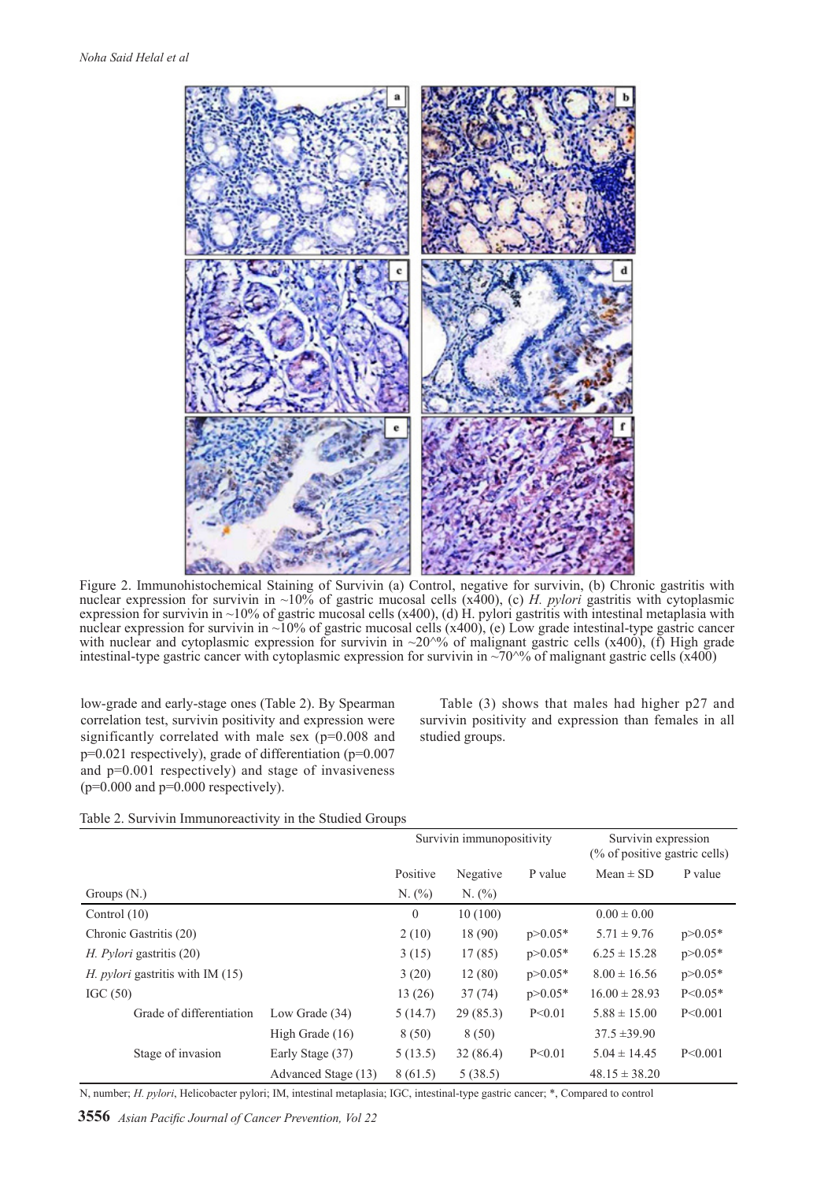Figure 2. Immunohistochemical Staining of Survivin (a) Control, negative for survivin, (b) Chronic gastritis with nuclear expression for survivin in ~10% of gastric mucosal cells (x400), (c) *H. pylori* gastritis with cytoplasmic expression for survivin in ~10% of gastric mucosal cells (x400), (d) H. pylori gastritis with intestinal metaplasia with nuclear expression for survivin in ~10% of gastric mucosal cells (x400), (e) Low grade intestinal-type gastric cancer with nuclear and cytoplasmic expression for survivin in ~20^% of malignant gastric cells (x400), (f) High grade intestinal-type gastric cancer with cytoplasmic expression for survivin in ~70^% of malignant gastric cells (x400)

low-grade and early-stage ones (Table 2). By Spearman correlation test, survivin positivity and expression were significantly correlated with male sex (p=0.008 and p=0.021 respectively), grade of differentiation (p=0.007 and p=0.001 respectively) and stage of invasiveness (p=0.000 and p=0.000 respectively).

Table (3) shows that males had higher p27 and survivin positivity and expression than females in all studied groups.

Table 2. Survivin Immunoreactivity in the Studied Groups

| | | Survivin immunopositivity | | | Survivin expression (% of positive gastric cells) | |
|---|---|---|---|---|---|---|
| | | Positive | Negative | P value | Mean ± SD | P value |
| Groups (N.) | | N. (%) | N. (%) | | | |
| Control (10) | | 0 | 10 (100) | | 0.00 ± 0.00 | |
| Chronic Gastritis (20) | | 2 (10) | 18 (90) | p>0.05* | 5.71 ± 9.76 | p>0.05* |
| *H. Pylori* gastritis (20) | | 3 (15) | 17 (85) | p>0.05* | 6.25 ± 15.28 | p>0.05* |
| *H. pylori* gastritis with IM (15) | | 3 (20) | 12 (80) | p>0.05* | 8.00 ± 16.56 | p>0.05* |
| IGC (50) | | 13 (26) | 37 (74) | p>0.05* | 16.00 ± 28.93 | P<0.05* |
| Grade of differentiation | Low Grade (34) | 5 (14.7) | 29 (85.3) | P<0.01 | 5.88 ± 15.00 | P<0.001 |
| | High Grade (16) | 8 (50) | 8 (50) | | 37.5 ±39.90 | |
| Stage of invasion | Early Stage (37) | 5 (13.5) | 32 (86.4) | P<0.01 | 5.04 ± 14.45 | P<0.001 |
| | Advanced Stage (13) | 8 (61.5) | 5 (38.5) | | 48.15 ± 38.20 | |

N, number; *H. pylori*, Helicobacter pylori; IM, intestinal metaplasia; IGC, intestinal-type gastric cancer; *, Compared to control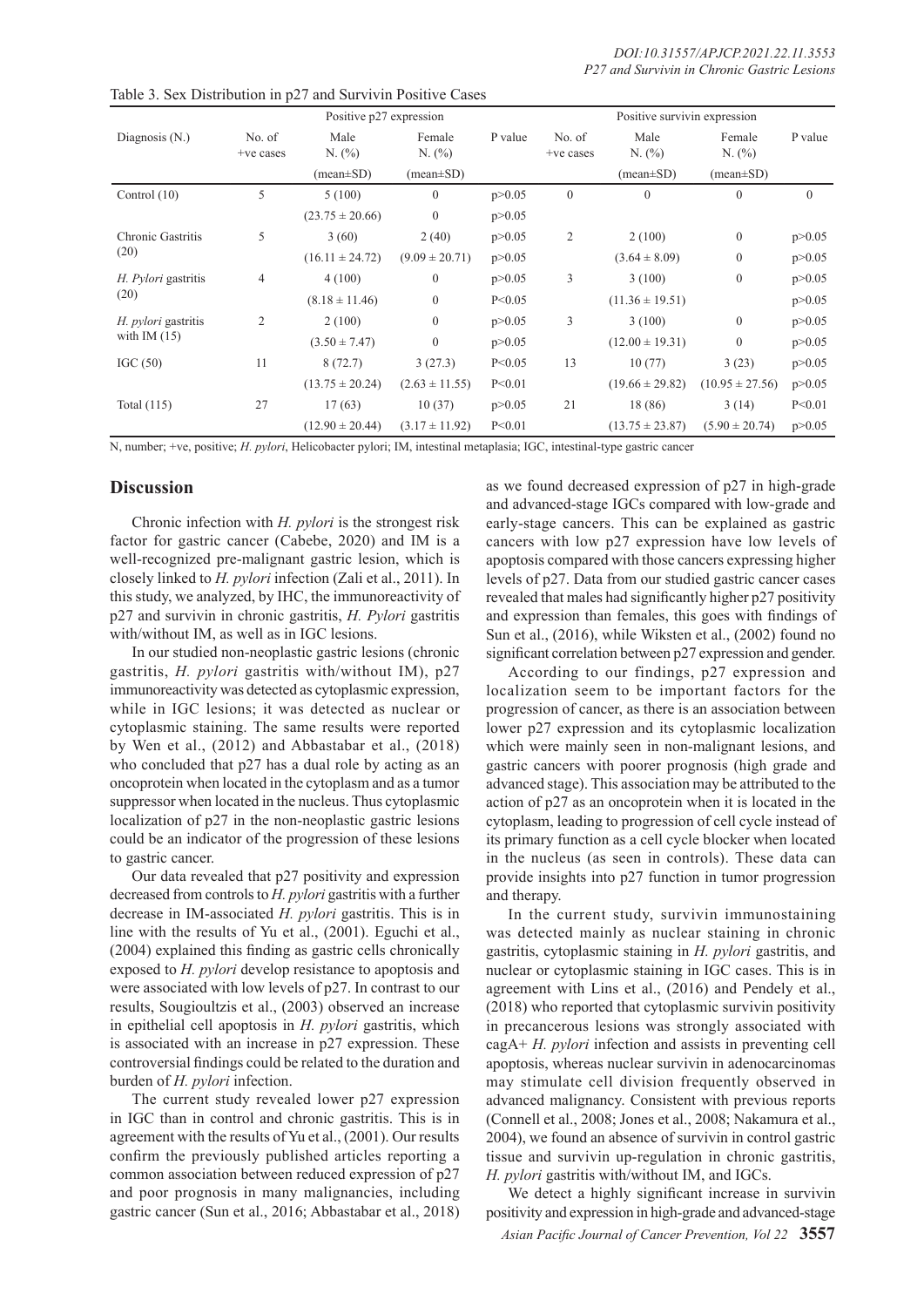Table 3. Sex Distribution in p27 and Survivin Positive Cases

| Diagnosis (N.) | Positive p27 expression | | | | Positive survivin expression | | | |
|---|---|---|---|---|---|---|---|---|
| | No. of +ve cases | Male N. (%) | Female N. (%) | P value | No. of +ve cases | Male N. (%) | Female N. (%) | P value |
| | | (mean±SD) | (mean±SD) | | | (mean±SD) | (mean±SD) | |
| Control (10) | 5 | 5 (100) | 0 | p>0.05 | 0 | 0 | 0 | 0 |
| | | (23.75 ± 20.66) | 0 | p>0.05 | | | | |
| Chronic Gastritis (20) | 5 | 3 (60) | 2 (40) | p>0.05 | 2 | 2 (100) | 0 | p>0.05 |
| | | (16.11 ± 24.72) | (9.09 ± 20.71) | p>0.05 | | (3.64 ± 8.09) | 0 | p>0.05 |
| *H. Pylori* gastritis (20) | 4 | 4 (100) | 0 | p>0.05 | 3 | 3 (100) | 0 | p>0.05 |
| | | (8.18 ± 11.46) | 0 | P<0.05 | | (11.36 ± 19.51) | | p>0.05 |
| *H. pylori* gastritis with IM (15) | 2 | 2 (100) | 0 | p>0.05 | 3 | 3 (100) | 0 | p>0.05 |
| | | (3.50 ± 7.47) | 0 | p>0.05 | | (12.00 ± 19.31) | 0 | p>0.05 |
| IGC (50) | 11 | 8 (72.7) | 3 (27.3) | P<0.05 | 13 | 10 (77) | 3 (23) | p>0.05 |
| | | (13.75 ± 20.24) | (2.63 ± 11.55) | P<0.01 | | (19.66 ± 29.82) | (10.95 ± 27.56) | p>0.05 |
| Total (115) | 27 | 17 (63) | 10 (37) | p>0.05 | 21 | 18 (86) | 3 (14) | P<0.01 |
| | | (12.90 ± 20.44) | (3.17 ± 11.92) | P<0.01 | | (13.75 ± 23.87) | (5.90 ± 20.74) | p>0.05 |

N, number; +ve, positive; *H. pylori*, Helicobacter pylori; IM, intestinal metaplasia; IGC, intestinal-type gastric cancer

## Discussion

Chronic infection with *H. pylori* is the strongest risk factor for gastric cancer (Cabebe, 2020) and IM is a well-recognized pre-malignant gastric lesion, which is closely linked to *H. pylori* infection (Zali et al., 2011). In this study, we analyzed, by IHC, the immunoreactivity of p27 and survivin in chronic gastritis, *H. Pylori* gastritis with/without IM, as well as in IGC lesions.

In our studied non-neoplastic gastric lesions (chronic gastritis, *H. pylori* gastritis with/without IM), p27 immunoreactivity was detected as cytoplasmic expression, while in IGC lesions; it was detected as nuclear or cytoplasmic staining. The same results were reported by Wen et al., (2012) and Abbastabar et al., (2018) who concluded that p27 has a dual role by acting as an oncoprotein when located in the cytoplasm and as a tumor suppressor when located in the nucleus. Thus cytoplasmic localization of p27 in the non-neoplastic gastric lesions could be an indicator of the progression of these lesions to gastric cancer.

Our data revealed that p27 positivity and expression decreased from controls to *H. pylori* gastritis with a further decrease in IM-associated *H. pylori* gastritis. This is in line with the results of Yu et al., (2001). Eguchi et al., (2004) explained this finding as gastric cells chronically exposed to *H. pylori* develop resistance to apoptosis and were associated with low levels of p27. In contrast to our results, Sougioultzis et al., (2003) observed an increase in epithelial cell apoptosis in *H. pylori* gastritis, which is associated with an increase in p27 expression. These controversial findings could be related to the duration and burden of *H. pylori* infection.

The current study revealed lower p27 expression in IGC than in control and chronic gastritis. This is in agreement with the results of Yu et al., (2001). Our results confirm the previously published articles reporting a common association between reduced expression of p27 and poor prognosis in many malignancies, including gastric cancer (Sun et al., 2016; Abbastabar et al., 2018) as we found decreased expression of p27 in high-grade and advanced-stage IGCs compared with low-grade and early-stage cancers. This can be explained as gastric cancers with low p27 expression have low levels of apoptosis compared with those cancers expressing higher levels of p27. Data from our studied gastric cancer cases revealed that males had significantly higher p27 positivity and expression than females, this goes with findings of Sun et al., (2016), while Wiksten et al., (2002) found no significant correlation between p27 expression and gender.

According to our findings, p27 expression and localization seem to be important factors for the progression of cancer, as there is an association between lower p27 expression and its cytoplasmic localization which were mainly seen in non-malignant lesions, and gastric cancers with poorer prognosis (high grade and advanced stage). This association may be attributed to the action of p27 as an oncoprotein when it is located in the cytoplasm, leading to progression of cell cycle instead of its primary function as a cell cycle blocker when located in the nucleus (as seen in controls). These data can provide insights into p27 function in tumor progression and therapy.

In the current study, survivin immunostaining was detected mainly as nuclear staining in chronic gastritis, cytoplasmic staining in *H. pylori* gastritis, and nuclear or cytoplasmic staining in IGC cases. This is in agreement with Lins et al., (2016) and Pendely et al., (2018) who reported that cytoplasmic survivin positivity in precancerous lesions was strongly associated with cagA+ *H. pylori* infection and assists in preventing cell apoptosis, whereas nuclear survivin in adenocarcinomas may stimulate cell division frequently observed in advanced malignancy. Consistent with previous reports (Connell et al., 2008; Jones et al., 2008; Nakamura et al., 2004), we found an absence of survivin in control gastric tissue and survivin up-regulation in chronic gastritis, *H. pylori* gastritis with/without IM, and IGCs.

We detect a highly significant increase in survivin positivity and expression in high-grade and advanced-stage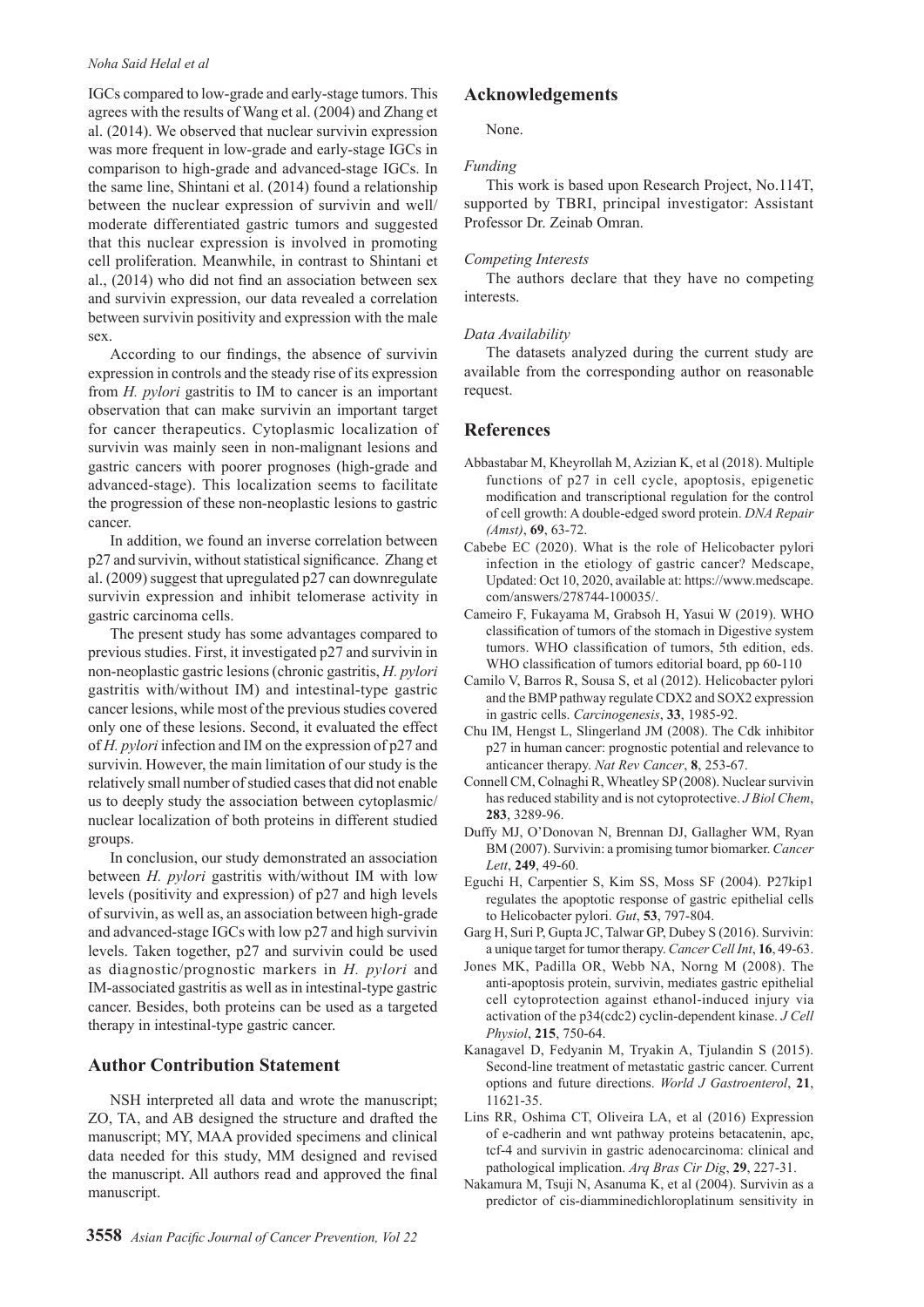IGCs compared to low-grade and early-stage tumors. This agrees with the results of Wang et al. (2004) and Zhang et al. (2014). We observed that nuclear survivin expression was more frequent in low-grade and early-stage IGCs in comparison to high-grade and advanced-stage IGCs. In the same line, Shintani et al. (2014) found a relationship between the nuclear expression of survivin and well/moderate differentiated gastric tumors and suggested that this nuclear expression is involved in promoting cell proliferation. Meanwhile, in contrast to Shintani et al., (2014) who did not find an association between sex and survivin expression, our data revealed a correlation between survivin positivity and expression with the male sex.

According to our findings, the absence of survivin expression in controls and the steady rise of its expression from *H. pylori* gastritis to IM to cancer is an important observation that can make survivin an important target for cancer therapeutics. Cytoplasmic localization of survivin was mainly seen in non-malignant lesions and gastric cancers with poorer prognoses (high-grade and advanced-stage). This localization seems to facilitate the progression of these non-neoplastic lesions to gastric cancer.

In addition, we found an inverse correlation between p27 and survivin, without statistical significance. Zhang et al. (2009) suggest that upregulated p27 can downregulate survivin expression and inhibit telomerase activity in gastric carcinoma cells.

The present study has some advantages compared to previous studies. First, it investigated p27 and survivin in non-neoplastic gastric lesions (chronic gastritis, *H. pylori* gastritis with/without IM) and intestinal-type gastric cancer lesions, while most of the previous studies covered only one of these lesions. Second, it evaluated the effect of *H. pylori* infection and IM on the expression of p27 and survivin. However, the main limitation of our study is the relatively small number of studied cases that did not enable us to deeply study the association between cytoplasmic/nuclear localization of both proteins in different studied groups.

In conclusion, our study demonstrated an association between *H. pylori* gastritis with/without IM with low levels (positivity and expression) of p27 and high levels of survivin, as well as, an association between high-grade and advanced-stage IGCs with low p27 and high survivin levels. Taken together, p27 and survivin could be used as diagnostic/prognostic markers in *H. pylori* and IM-associated gastritis as well as in intestinal-type gastric cancer. Besides, both proteins can be used as a targeted therapy in intestinal-type gastric cancer.

## Author Contribution Statement

NSH interpreted all data and wrote the manuscript; ZO, TA, and AB designed the structure and drafted the manuscript; MY, MAA provided specimens and clinical data needed for this study, MM designed and revised the manuscript. All authors read and approved the final manuscript.

## Acknowledgements

None.

*Funding*

This work is based upon Research Project, No.114T, supported by TBRI, principal investigator: Assistant Professor Dr. Zeinab Omran.

*Competing Interests*

The authors declare that they have no competing interests.

*Data Availability*

The datasets analyzed during the current study are available from the corresponding author on reasonable request.

## References

Abbastabar M, Kheyrollah M, Azizian K, et al (2018). Multiple functions of p27 in cell cycle, apoptosis, epigenetic modification and transcriptional regulation for the control of cell growth: A double-edged sword protein. *DNA Repair (Amst)*, **69**, 63-72.

Cabebe EC (2020). What is the role of Helicobacter pylori infection in the etiology of gastric cancer? Medscape, Updated: Oct 10, 2020, available at: https://www.medscape.com/answers/278744-100035/.

Cameiro F, Fukayama M, Grabsoh H, Yasui W (2019). WHO classification of tumors of the stomach in Digestive system tumors. WHO classification of tumors, 5th edition, eds. WHO classification of tumors editorial board, pp 60-110

Camilo V, Barros R, Sousa S, et al (2012). Helicobacter pylori and the BMP pathway regulate CDX2 and SOX2 expression in gastric cells. *Carcinogenesis*, **33**, 1985-92.

Chu IM, Hengst L, Slingerland JM (2008). The Cdk inhibitor p27 in human cancer: prognostic potential and relevance to anticancer therapy. *Nat Rev Cancer*, **8**, 253-67.

Connell CM, Colnaghi R, Wheatley SP (2008). Nuclear survivin has reduced stability and is not cytoprotective. *J Biol Chem*, **283**, 3289-96.

Duffy MJ, O'Donovan N, Brennan DJ, Gallagher WM, Ryan BM (2007). Survivin: a promising tumor biomarker. *Cancer Lett*, **249**, 49-60.

Eguchi H, Carpentier S, Kim SS, Moss SF (2004). P27kip1 regulates the apoptotic response of gastric epithelial cells to Helicobacter pylori. *Gut*, **53**, 797-804.

Garg H, Suri P, Gupta JC, Talwar GP, Dubey S (2016). Survivin: a unique target for tumor therapy. *Cancer Cell Int*, **16**, 49-63.

Jones MK, Padilla OR, Webb NA, Norng M (2008). The anti-apoptosis protein, survivin, mediates gastric epithelial cell cytoprotection against ethanol-induced injury via activation of the p34(cdc2) cyclin-dependent kinase. *J Cell Physiol*, **215**, 750-64.

Kanagavel D, Fedyanin M, Tryakin A, Tjulandin S (2015). Second-line treatment of metastatic gastric cancer. Current options and future directions. *World J Gastroenterol*, **21**, 11621-35.

Lins RR, Oshima CT, Oliveira LA, et al (2016) Expression of e-cadherin and wnt pathway proteins betacatenin, apc, tcf-4 and survivin in gastric adenocarcinoma: clinical and pathological implication. *Arq Bras Cir Dig*, **29**, 227-31.

Nakamura M, Tsuji N, Asanuma K, et al (2004). Survivin as a predictor of cis-diamminedichloroplatinum sensitivity in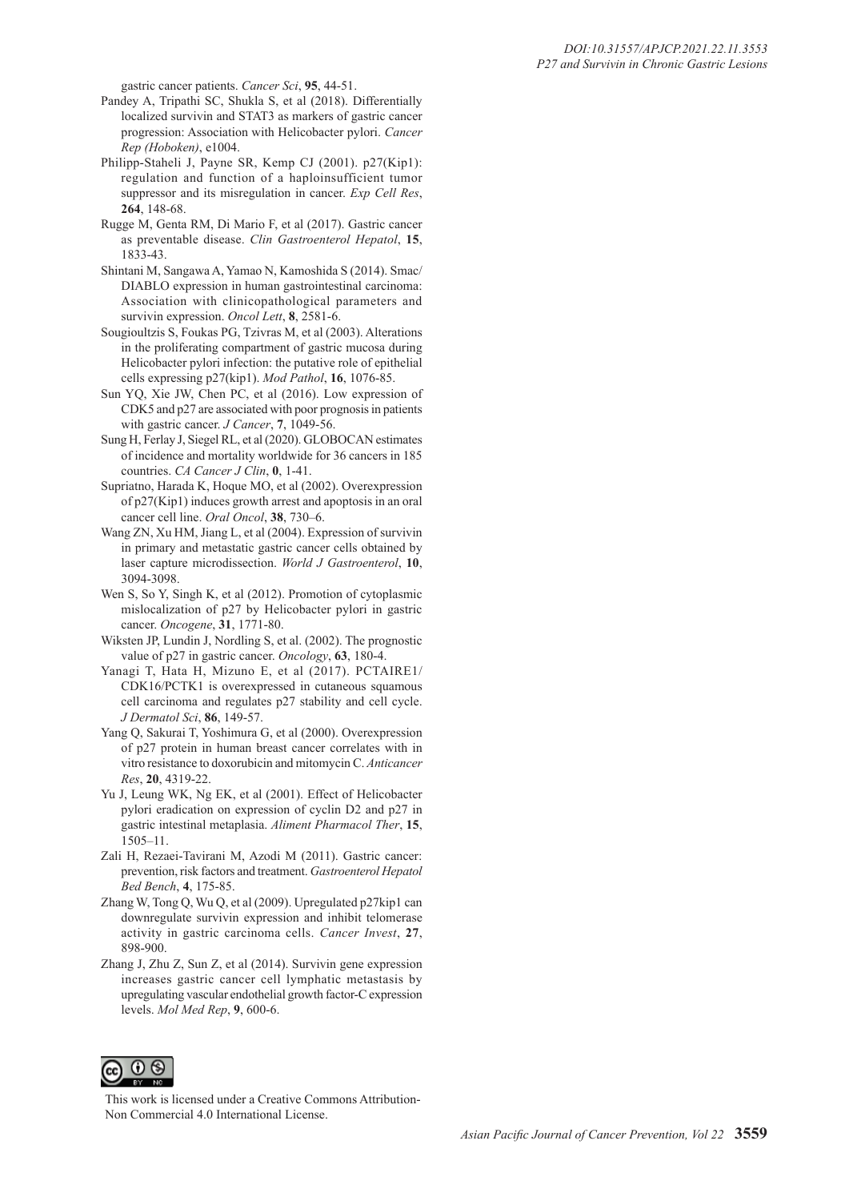gastric cancer patients. *Cancer Sci*, **95**, 44-51.

Pandey A, Tripathi SC, Shukla S, et al (2018). Differentially localized survivin and STAT3 as markers of gastric cancer progression: Association with Helicobacter pylori. *Cancer Rep (Hoboken)*, e1004.

Philipp-Staheli J, Payne SR, Kemp CJ (2001). p27(Kip1): regulation and function of a haploinsufficient tumor suppressor and its misregulation in cancer. *Exp Cell Res*, **264**, 148-68.

Rugge M, Genta RM, Di Mario F, et al (2017). Gastric cancer as preventable disease. *Clin Gastroenterol Hepatol*, **15**, 1833-43.

Shintani M, Sangawa A, Yamao N, Kamoshida S (2014). Smac/DIABLO expression in human gastrointestinal carcinoma: Association with clinicopathological parameters and survivin expression. *Oncol Lett*, **8**, 2581-6.

Sougioultzis S, Foukas PG, Tzivras M, et al (2003). Alterations in the proliferating compartment of gastric mucosa during Helicobacter pylori infection: the putative role of epithelial cells expressing p27(kip1). *Mod Pathol*, **16**, 1076-85.

Sun YQ, Xie JW, Chen PC, et al (2016). Low expression of CDK5 and p27 are associated with poor prognosis in patients with gastric cancer. *J Cancer*, **7**, 1049-56.

Sung H, Ferlay J, Siegel RL, et al (2020). GLOBOCAN estimates of incidence and mortality worldwide for 36 cancers in 185 countries. *CA Cancer J Clin*, **0**, 1-41.

Supriatno, Harada K, Hoque MO, et al (2002). Overexpression of p27(Kip1) induces growth arrest and apoptosis in an oral cancer cell line. *Oral Oncol*, **38**, 730–6.

Wang ZN, Xu HM, Jiang L, et al (2004). Expression of survivin in primary and metastatic gastric cancer cells obtained by laser capture microdissection. *World J Gastroenterol*, **10**, 3094-3098.

Wen S, So Y, Singh K, et al (2012). Promotion of cytoplasmic mislocalization of p27 by Helicobacter pylori in gastric cancer. *Oncogene*, **31**, 1771-80.

Wiksten JP, Lundin J, Nordling S, et al. (2002). The prognostic value of p27 in gastric cancer. *Oncology*, **63**, 180-4.

Yanagi T, Hata H, Mizuno E, et al (2017). PCTAIRE1/CDK16/PCTK1 is overexpressed in cutaneous squamous cell carcinoma and regulates p27 stability and cell cycle. *J Dermatol Sci*, **86**, 149-57.

Yang Q, Sakurai T, Yoshimura G, et al (2000). Overexpression of p27 protein in human breast cancer correlates with in vitro resistance to doxorubicin and mitomycin C. *Anticancer Res*, **20**, 4319-22.

Yu J, Leung WK, Ng EK, et al (2001). Effect of Helicobacter pylori eradication on expression of cyclin D2 and p27 in gastric intestinal metaplasia. *Aliment Pharmacol Ther*, **15**, 1505–11.

Zali H, Rezaei-Tavirani M, Azodi M (2011). Gastric cancer: prevention, risk factors and treatment. *Gastroenterol Hepatol Bed Bench*, **4**, 175-85.

Zhang W, Tong Q, Wu Q, et al (2009). Upregulated p27kip1 can downregulate survivin expression and inhibit telomerase activity in gastric carcinoma cells. *Cancer Invest*, **27**, 898-900.

Zhang J, Zhu Z, Sun Z, et al (2014). Survivin gene expression increases gastric cancer cell lymphatic metastasis by upregulating vascular endothelial growth factor-C expression levels. *Mol Med Rep*, **9**, 600-6.

This work is licensed under a Creative Commons Attribution-Non Commercial 4.0 International License.